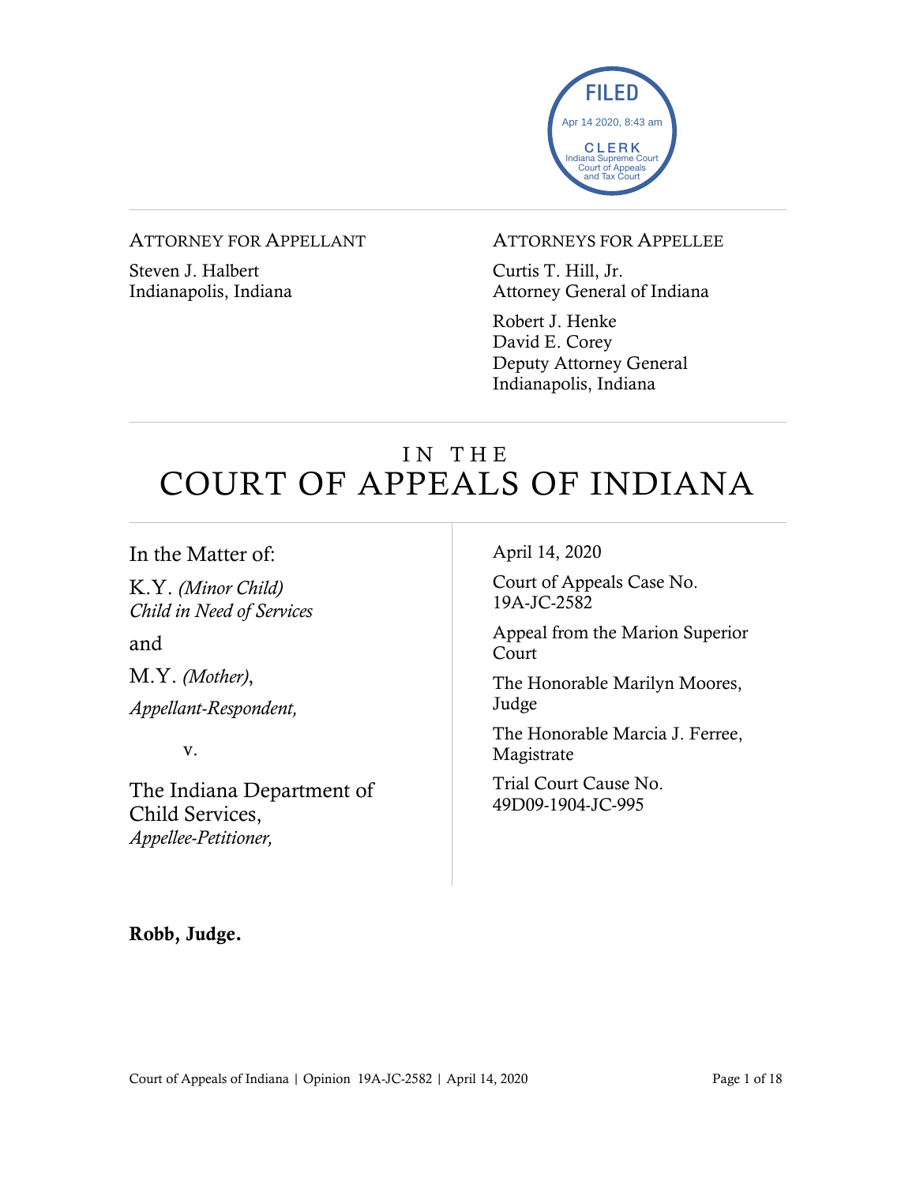FILED
Apr 14 2020, 8:43 am
CLERK
Indiana Supreme Court
Court of Appeals
and Tax Court

ATTORNEY FOR APPELLANT

Steven J. Halbert
Indianapolis, Indiana

ATTORNEYS FOR APPELLEE

Curtis T. Hill, Jr.
Attorney General of Indiana

Robert J. Henke
David E. Corey
Deputy Attorney General
Indianapolis, Indiana

# IN THE COURT OF APPEALS OF INDIANA

In the Matter of:

K.Y. *(Minor Child)*
*Child in Need of Services*

and

M.Y. *(Mother)*,

*Appellant-Respondent,*

v.

The Indiana Department of Child Services,
*Appellee-Petitioner,*

April 14, 2020

Court of Appeals Case No. 19A-JC-2582

Appeal from the Marion Superior Court

The Honorable Marilyn Moores, Judge

The Honorable Marcia J. Ferree, Magistrate

Trial Court Cause No. 49D09-1904-JC-995

**Robb, Judge.**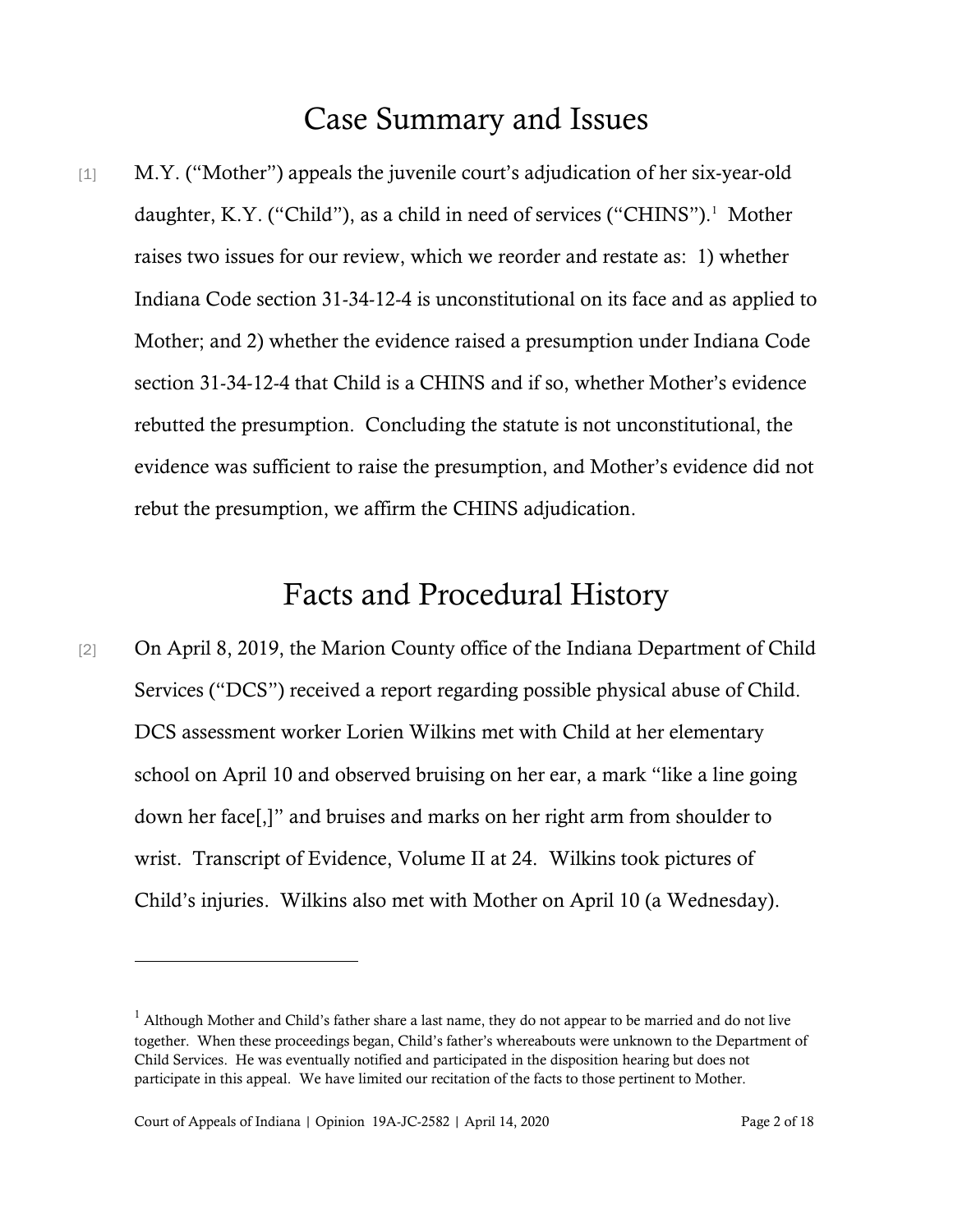# Case Summary and Issues

[1] M.Y. ("Mother") appeals the juvenile court's adjudication of her six-year-old daughter, K.Y. ("Child"), as a child in need of services ("CHINS").[1] Mother raises two issues for our review, which we reorder and restate as: 1) whether Indiana Code section 31-34-12-4 is unconstitutional on its face and as applied to Mother; and 2) whether the evidence raised a presumption under Indiana Code section 31-34-12-4 that Child is a CHINS and if so, whether Mother's evidence rebutted the presumption. Concluding the statute is not unconstitutional, the evidence was sufficient to raise the presumption, and Mother's evidence did not rebut the presumption, we affirm the CHINS adjudication.

# Facts and Procedural History

[2] On April 8, 2019, the Marion County office of the Indiana Department of Child Services ("DCS") received a report regarding possible physical abuse of Child. DCS assessment worker Lorien Wilkins met with Child at her elementary school on April 10 and observed bruising on her ear, a mark "like a line going down her face[,]" and bruises and marks on her right arm from shoulder to wrist. Transcript of Evidence, Volume II at 24. Wilkins took pictures of Child's injuries. Wilkins also met with Mother on April 10 (a Wednesday).

---

[1] Although Mother and Child's father share a last name, they do not appear to be married and do not live together. When these proceedings began, Child's father's whereabouts were unknown to the Department of Child Services. He was eventually notified and participated in the disposition hearing but does not participate in this appeal. We have limited our recitation of the facts to those pertinent to Mother.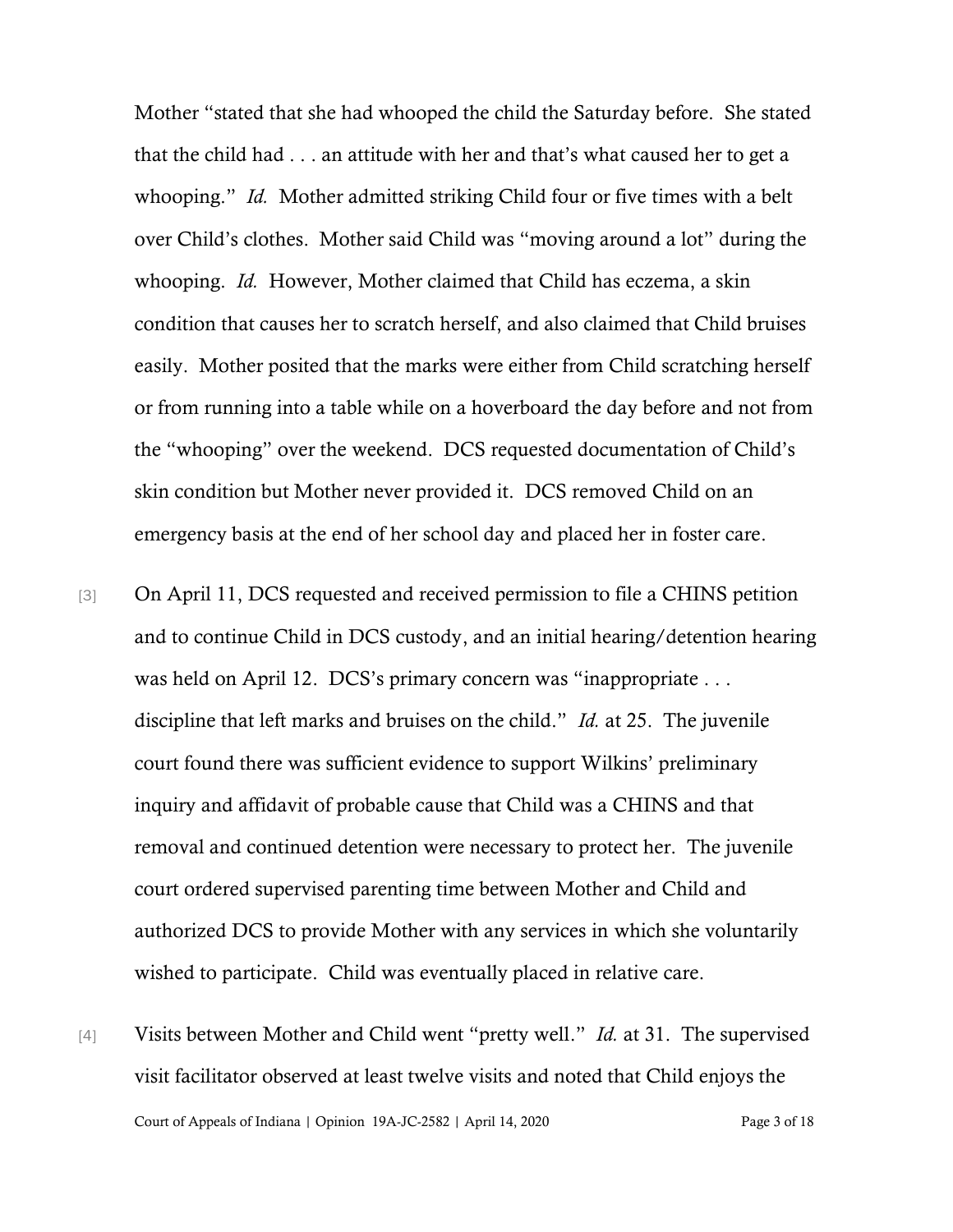Mother "stated that she had whooped the child the Saturday before. She stated that the child had . . . an attitude with her and that's what caused her to get a whooping." *Id.* Mother admitted striking Child four or five times with a belt over Child's clothes. Mother said Child was "moving around a lot" during the whooping. *Id.* However, Mother claimed that Child has eczema, a skin condition that causes her to scratch herself, and also claimed that Child bruises easily. Mother posited that the marks were either from Child scratching herself or from running into a table while on a hoverboard the day before and not from the "whooping" over the weekend. DCS requested documentation of Child's skin condition but Mother never provided it. DCS removed Child on an emergency basis at the end of her school day and placed her in foster care.

[3] On April 11, DCS requested and received permission to file a CHINS petition and to continue Child in DCS custody, and an initial hearing/detention hearing was held on April 12. DCS's primary concern was "inappropriate . . . discipline that left marks and bruises on the child." *Id.* at 25. The juvenile court found there was sufficient evidence to support Wilkins' preliminary inquiry and affidavit of probable cause that Child was a CHINS and that removal and continued detention were necessary to protect her. The juvenile court ordered supervised parenting time between Mother and Child and authorized DCS to provide Mother with any services in which she voluntarily wished to participate. Child was eventually placed in relative care.

[4] Visits between Mother and Child went "pretty well." *Id.* at 31. The supervised visit facilitator observed at least twelve visits and noted that Child enjoys the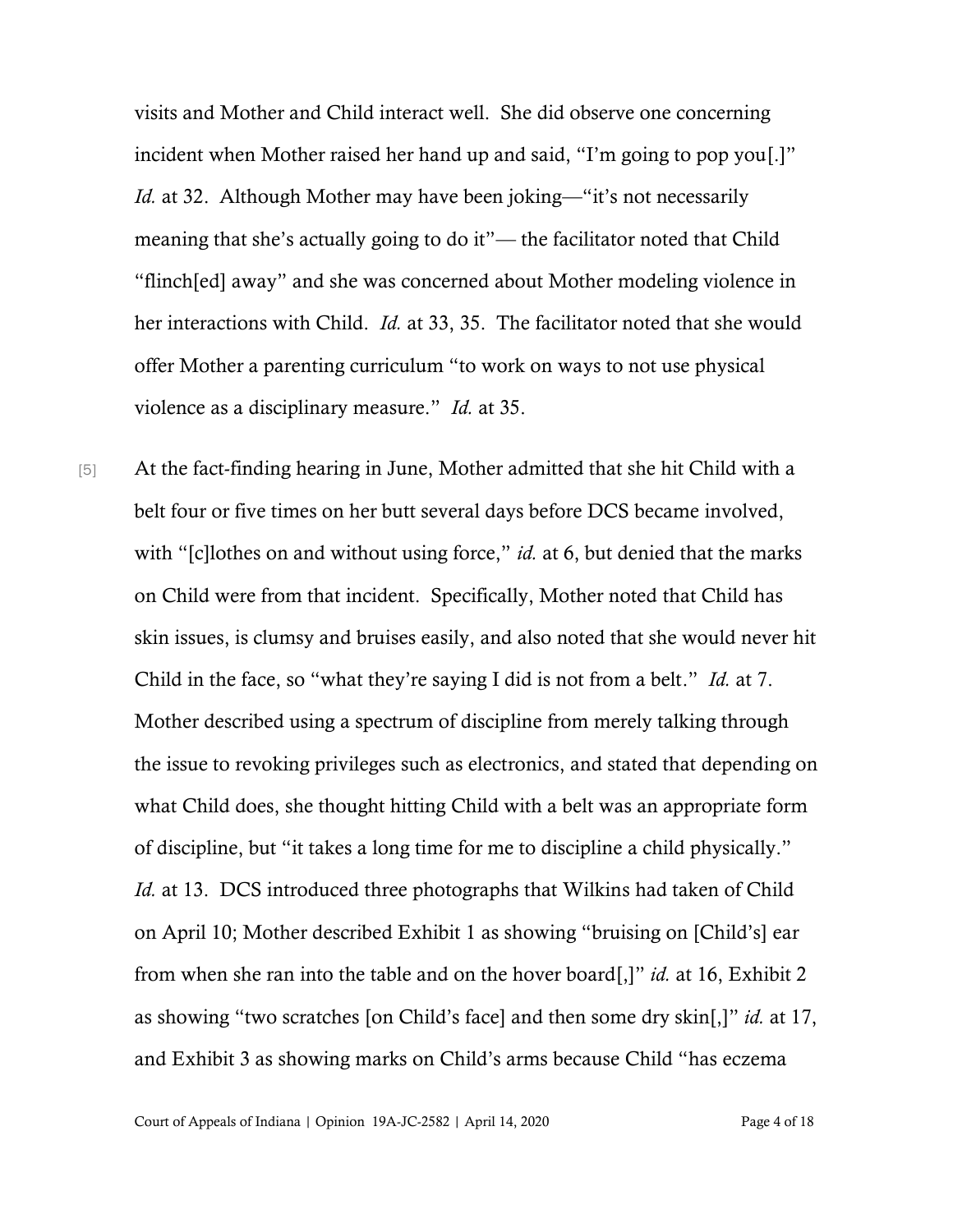visits and Mother and Child interact well. She did observe one concerning incident when Mother raised her hand up and said, "I'm going to pop you[.]" *Id.* at 32. Although Mother may have been joking—"it's not necessarily meaning that she's actually going to do it"— the facilitator noted that Child "flinch[ed] away" and she was concerned about Mother modeling violence in her interactions with Child. *Id.* at 33, 35. The facilitator noted that she would offer Mother a parenting curriculum "to work on ways to not use physical violence as a disciplinary measure." *Id.* at 35.

[5] At the fact-finding hearing in June, Mother admitted that she hit Child with a belt four or five times on her butt several days before DCS became involved, with "[c]lothes on and without using force," *id.* at 6, but denied that the marks on Child were from that incident. Specifically, Mother noted that Child has skin issues, is clumsy and bruises easily, and also noted that she would never hit Child in the face, so "what they're saying I did is not from a belt." *Id.* at 7. Mother described using a spectrum of discipline from merely talking through the issue to revoking privileges such as electronics, and stated that depending on what Child does, she thought hitting Child with a belt was an appropriate form of discipline, but "it takes a long time for me to discipline a child physically." *Id.* at 13. DCS introduced three photographs that Wilkins had taken of Child on April 10; Mother described Exhibit 1 as showing "bruising on [Child's] ear from when she ran into the table and on the hover board[,]" *id.* at 16, Exhibit 2 as showing "two scratches [on Child's face] and then some dry skin[,]" *id.* at 17, and Exhibit 3 as showing marks on Child's arms because Child "has eczema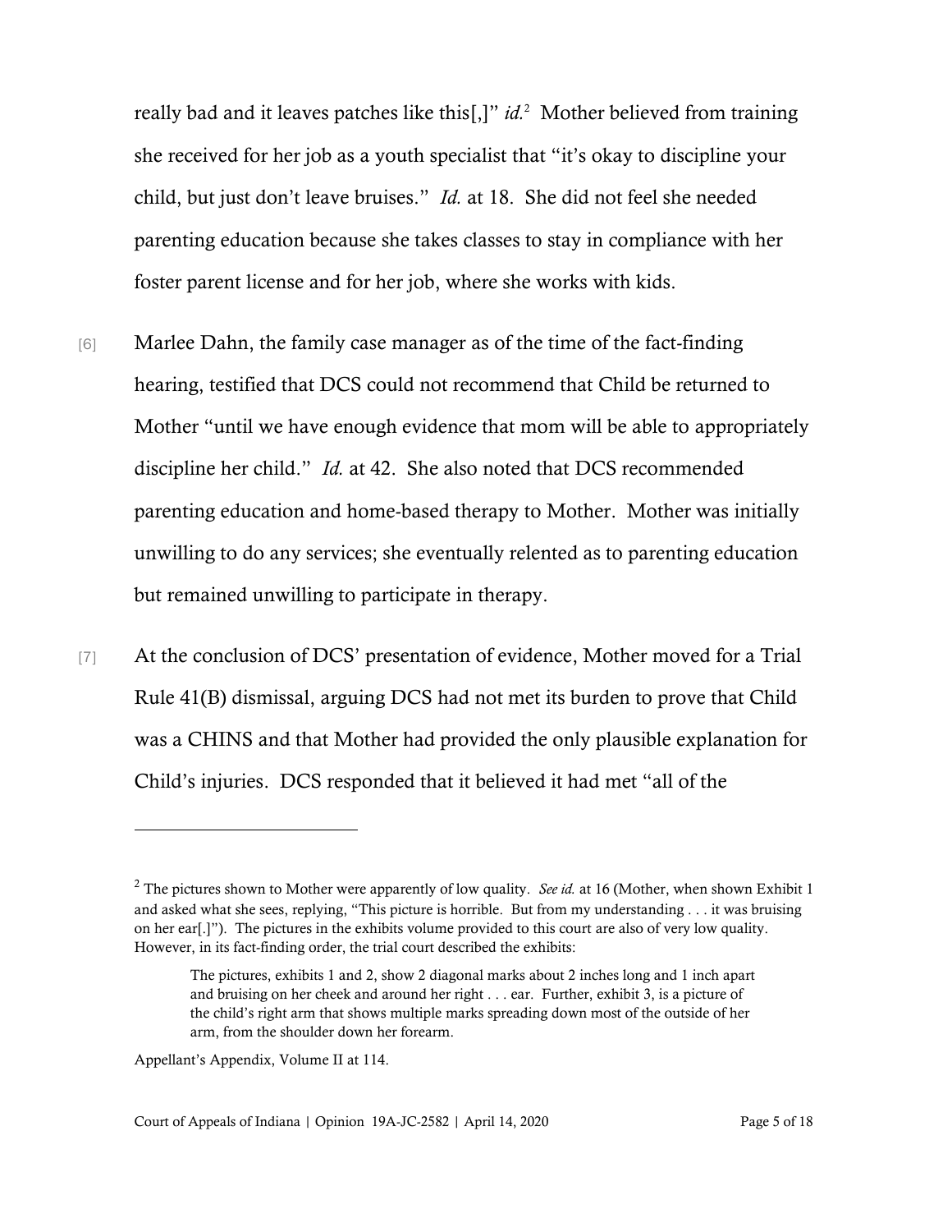really bad and it leaves patches like this[,]" *id.*[2] Mother believed from training she received for her job as a youth specialist that "it's okay to discipline your child, but just don't leave bruises." *Id.* at 18. She did not feel she needed parenting education because she takes classes to stay in compliance with her foster parent license and for her job, where she works with kids.

[6] Marlee Dahn, the family case manager as of the time of the fact-finding hearing, testified that DCS could not recommend that Child be returned to Mother "until we have enough evidence that mom will be able to appropriately discipline her child." *Id.* at 42. She also noted that DCS recommended parenting education and home-based therapy to Mother. Mother was initially unwilling to do any services; she eventually relented as to parenting education but remained unwilling to participate in therapy.

[7] At the conclusion of DCS' presentation of evidence, Mother moved for a Trial Rule 41(B) dismissal, arguing DCS had not met its burden to prove that Child was a CHINS and that Mother had provided the only plausible explanation for Child's injuries. DCS responded that it believed it had met "all of the

---

[2] The pictures shown to Mother were apparently of low quality. *See id.* at 16 (Mother, when shown Exhibit 1 and asked what she sees, replying, "This picture is horrible. But from my understanding . . . it was bruising on her ear[.]"). The pictures in the exhibits volume provided to this court are also of very low quality. However, in its fact-finding order, the trial court described the exhibits:

> The pictures, exhibits 1 and 2, show 2 diagonal marks about 2 inches long and 1 inch apart and bruising on her cheek and around her right . . . ear. Further, exhibit 3, is a picture of the child's right arm that shows multiple marks spreading down most of the outside of her arm, from the shoulder down her forearm.

Appellant's Appendix, Volume II at 114.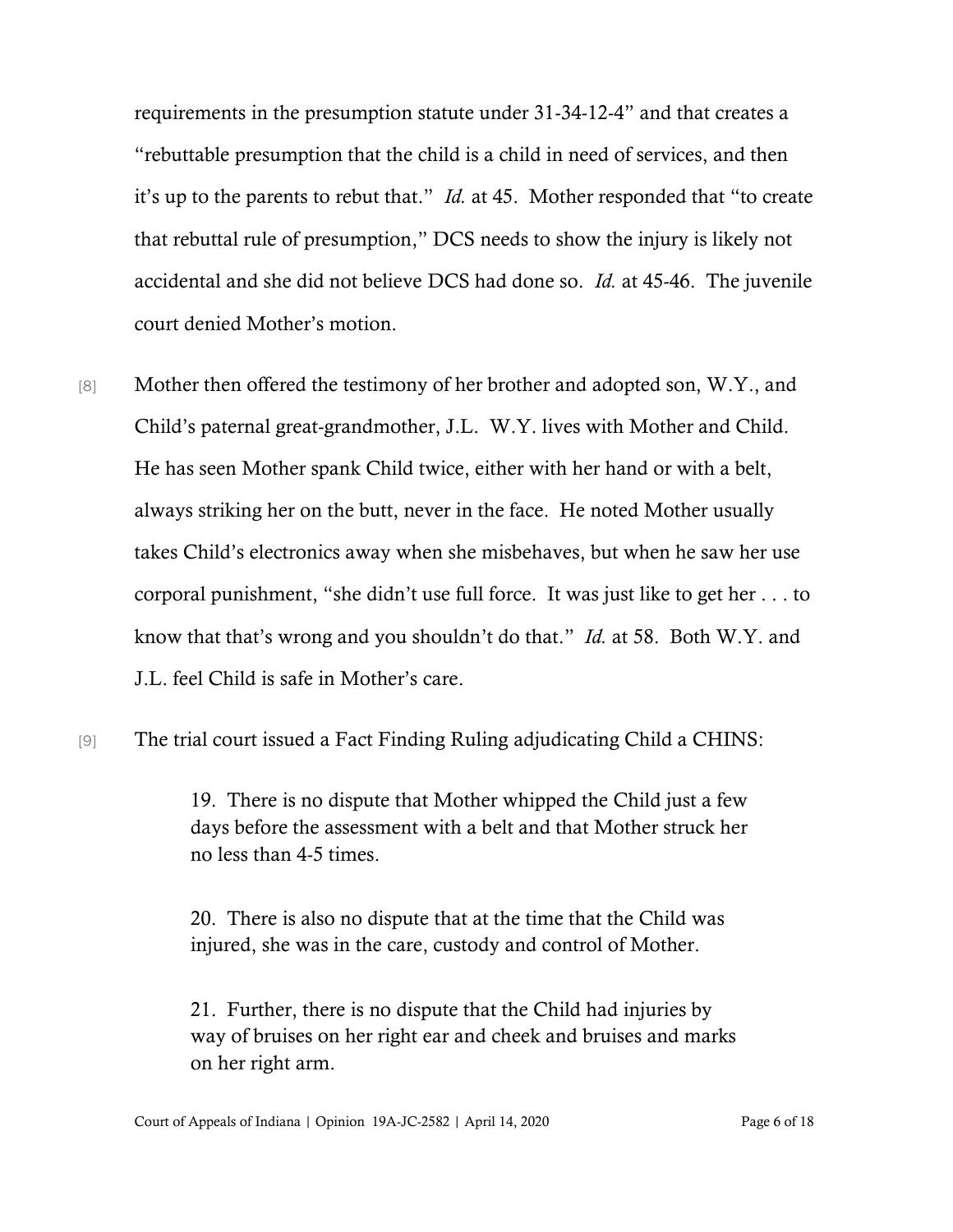requirements in the presumption statute under 31-34-12-4" and that creates a "rebuttable presumption that the child is a child in need of services, and then it's up to the parents to rebut that." *Id.* at 45. Mother responded that "to create that rebuttal rule of presumption," DCS needs to show the injury is likely not accidental and she did not believe DCS had done so. *Id.* at 45-46. The juvenile court denied Mother's motion.

[8] Mother then offered the testimony of her brother and adopted son, W.Y., and Child's paternal great-grandmother, J.L. W.Y. lives with Mother and Child. He has seen Mother spank Child twice, either with her hand or with a belt, always striking her on the butt, never in the face. He noted Mother usually takes Child's electronics away when she misbehaves, but when he saw her use corporal punishment, "she didn't use full force. It was just like to get her . . . to know that that's wrong and you shouldn't do that." *Id.* at 58. Both W.Y. and J.L. feel Child is safe in Mother's care.

[9] The trial court issued a Fact Finding Ruling adjudicating Child a CHINS:

> 19. There is no dispute that Mother whipped the Child just a few days before the assessment with a belt and that Mother struck her no less than 4-5 times.
>
> 20. There is also no dispute that at the time that the Child was injured, she was in the care, custody and control of Mother.
>
> 21. Further, there is no dispute that the Child had injuries by way of bruises on her right ear and cheek and bruises and marks on her right arm.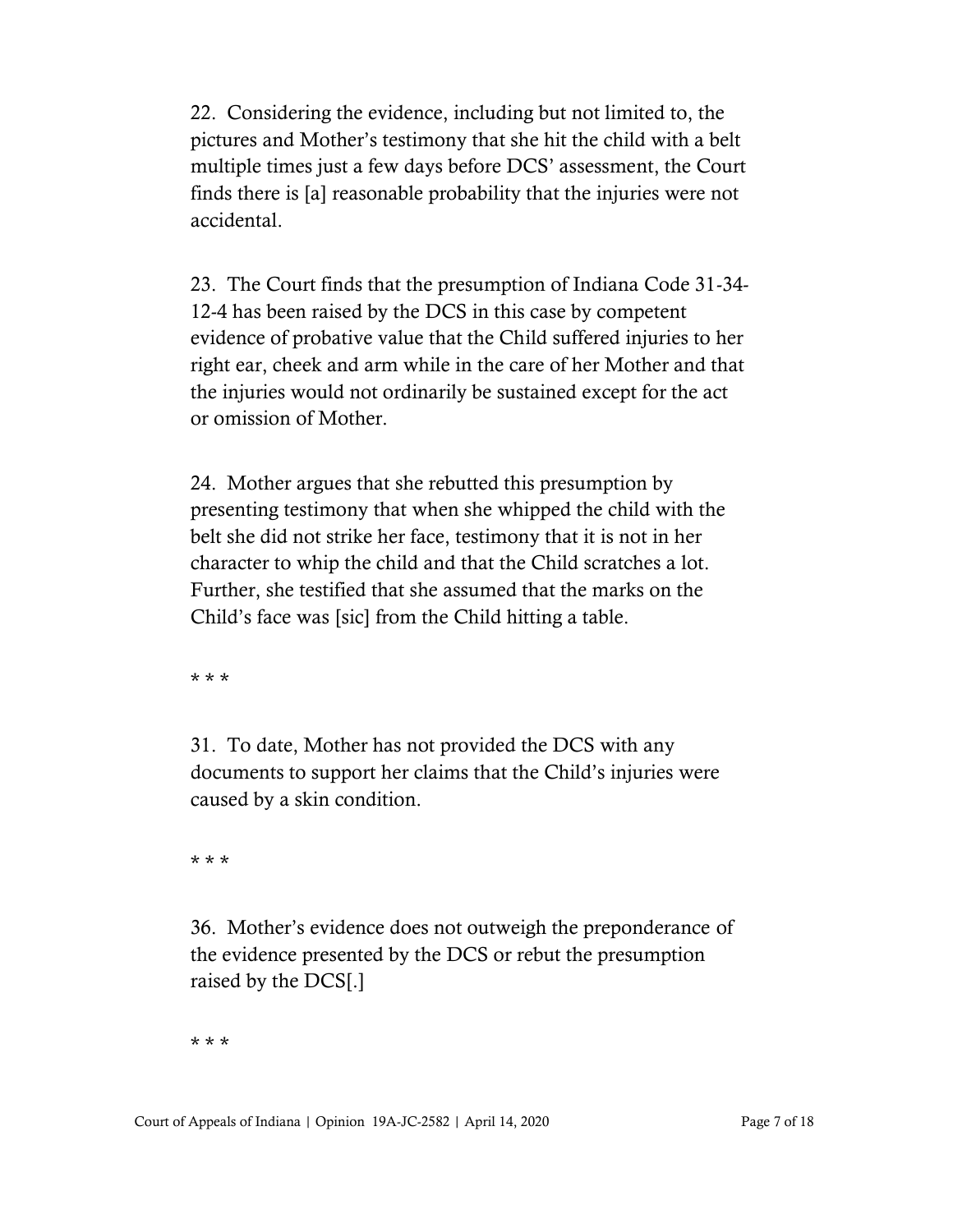22. Considering the evidence, including but not limited to, the pictures and Mother's testimony that she hit the child with a belt multiple times just a few days before DCS' assessment, the Court finds there is [a] reasonable probability that the injuries were not accidental.

23. The Court finds that the presumption of Indiana Code 31-34-12-4 has been raised by the DCS in this case by competent evidence of probative value that the Child suffered injuries to her right ear, cheek and arm while in the care of her Mother and that the injuries would not ordinarily be sustained except for the act or omission of Mother.

24. Mother argues that she rebutted this presumption by presenting testimony that when she whipped the child with the belt she did not strike her face, testimony that it is not in her character to whip the child and that the Child scratches a lot. Further, she testified that she assumed that the marks on the Child's face was [sic] from the Child hitting a table.

* * *

31. To date, Mother has not provided the DCS with any documents to support her claims that the Child's injuries were caused by a skin condition.

* * *

36. Mother's evidence does not outweigh the preponderance of the evidence presented by the DCS or rebut the presumption raised by the DCS[.]

* * *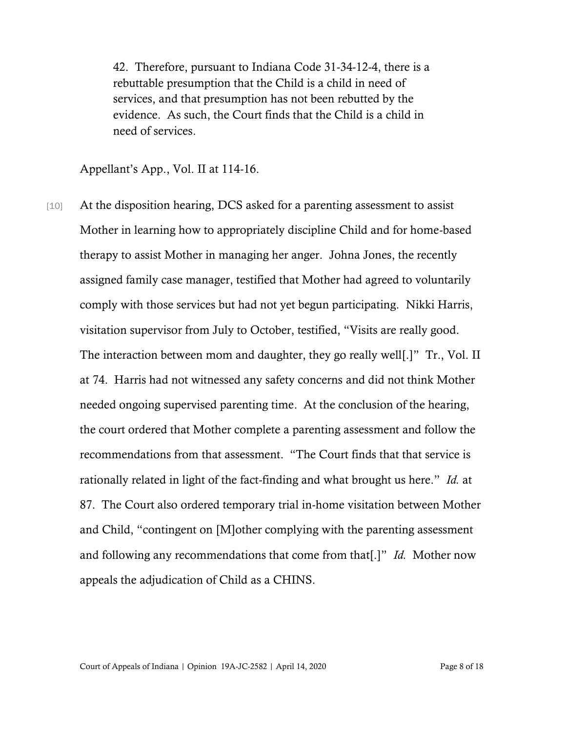> 42. Therefore, pursuant to Indiana Code 31-34-12-4, there is a rebuttable presumption that the Child is a child in need of services, and that presumption has not been rebutted by the evidence. As such, the Court finds that the Child is a child in need of services.

Appellant's App., Vol. II at 114-16.

[10] At the disposition hearing, DCS asked for a parenting assessment to assist Mother in learning how to appropriately discipline Child and for home-based therapy to assist Mother in managing her anger. Johna Jones, the recently assigned family case manager, testified that Mother had agreed to voluntarily comply with those services but had not yet begun participating. Nikki Harris, visitation supervisor from July to October, testified, "Visits are really good. The interaction between mom and daughter, they go really well[.]" Tr., Vol. II at 74. Harris had not witnessed any safety concerns and did not think Mother needed ongoing supervised parenting time. At the conclusion of the hearing, the court ordered that Mother complete a parenting assessment and follow the recommendations from that assessment. "The Court finds that that service is rationally related in light of the fact-finding and what brought us here." *Id.* at 87. The Court also ordered temporary trial in-home visitation between Mother and Child, "contingent on [M]other complying with the parenting assessment and following any recommendations that come from that[.]" *Id.* Mother now appeals the adjudication of Child as a CHINS.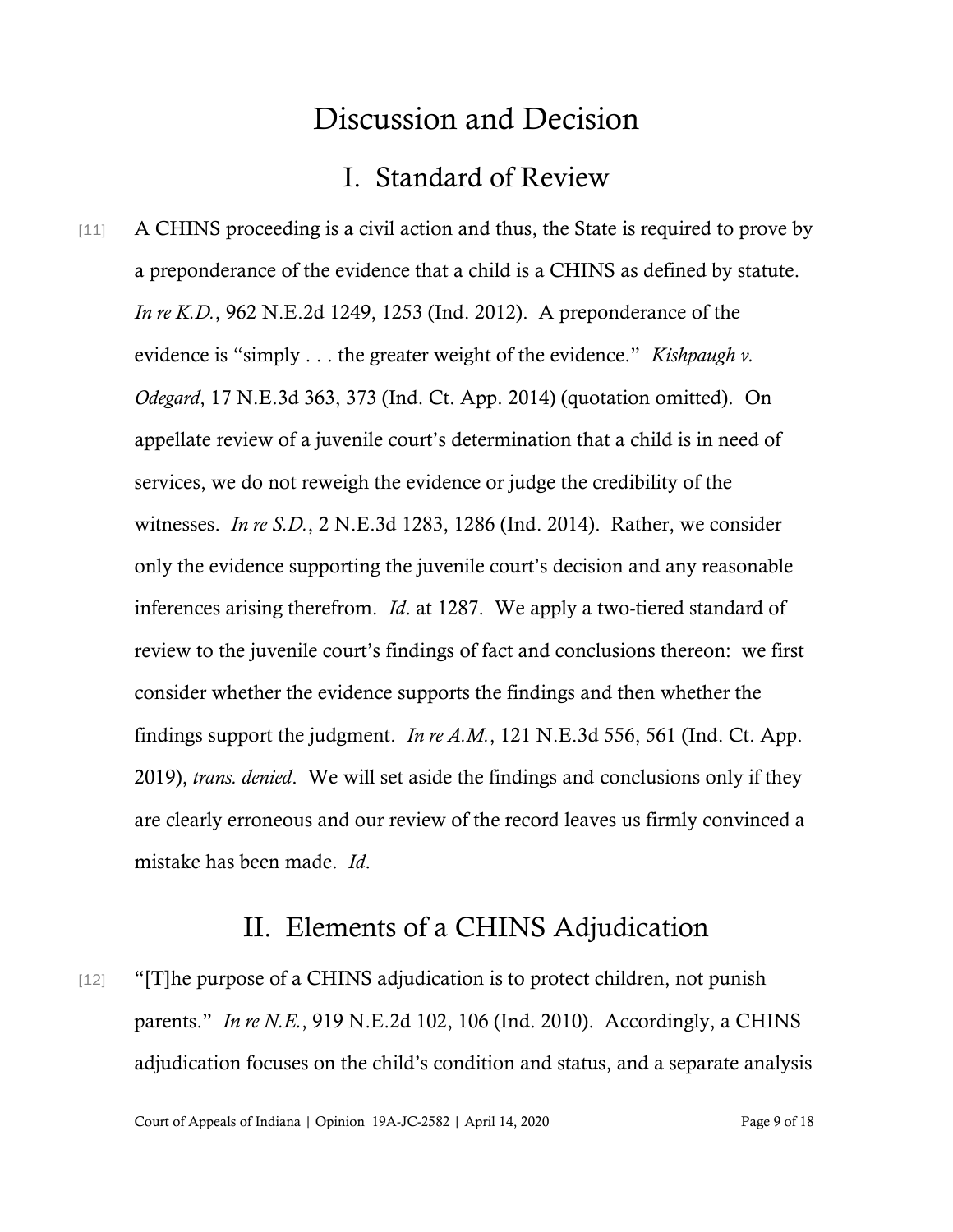# Discussion and Decision

## I. Standard of Review

[11] A CHINS proceeding is a civil action and thus, the State is required to prove by a preponderance of the evidence that a child is a CHINS as defined by statute. *In re K.D.*, 962 N.E.2d 1249, 1253 (Ind. 2012). A preponderance of the evidence is "simply . . . the greater weight of the evidence." *Kishpaugh v. Odegard*, 17 N.E.3d 363, 373 (Ind. Ct. App. 2014) (quotation omitted). On appellate review of a juvenile court's determination that a child is in need of services, we do not reweigh the evidence or judge the credibility of the witnesses. *In re S.D.*, 2 N.E.3d 1283, 1286 (Ind. 2014). Rather, we consider only the evidence supporting the juvenile court's decision and any reasonable inferences arising therefrom. *Id*. at 1287. We apply a two-tiered standard of review to the juvenile court's findings of fact and conclusions thereon: we first consider whether the evidence supports the findings and then whether the findings support the judgment. *In re A.M.*, 121 N.E.3d 556, 561 (Ind. Ct. App. 2019), *trans. denied*. We will set aside the findings and conclusions only if they are clearly erroneous and our review of the record leaves us firmly convinced a mistake has been made. *Id*.

## II. Elements of a CHINS Adjudication

[12] "[T]he purpose of a CHINS adjudication is to protect children, not punish parents." *In re N.E.*, 919 N.E.2d 102, 106 (Ind. 2010). Accordingly, a CHINS adjudication focuses on the child's condition and status, and a separate analysis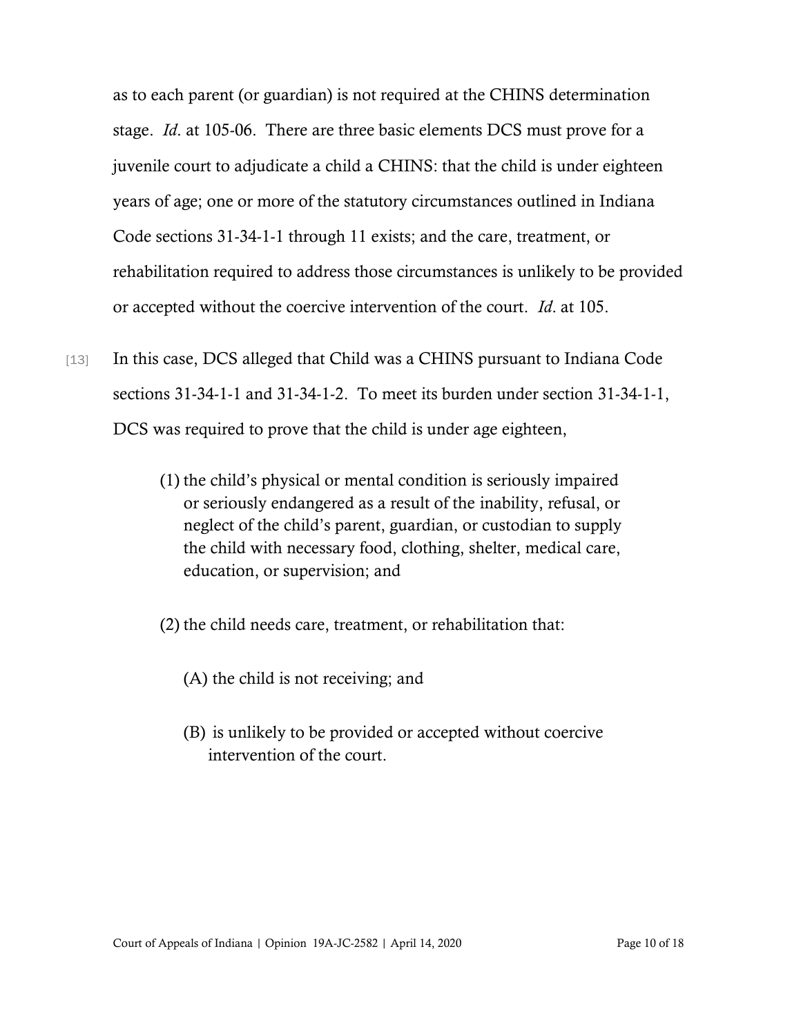as to each parent (or guardian) is not required at the CHINS determination stage. *Id*. at 105-06. There are three basic elements DCS must prove for a juvenile court to adjudicate a child a CHINS: that the child is under eighteen years of age; one or more of the statutory circumstances outlined in Indiana Code sections 31-34-1-1 through 11 exists; and the care, treatment, or rehabilitation required to address those circumstances is unlikely to be provided or accepted without the coercive intervention of the court. *Id*. at 105.

[13] In this case, DCS alleged that Child was a CHINS pursuant to Indiana Code sections 31-34-1-1 and 31-34-1-2. To meet its burden under section 31-34-1-1, DCS was required to prove that the child is under age eighteen,

> (1) the child's physical or mental condition is seriously impaired or seriously endangered as a result of the inability, refusal, or neglect of the child's parent, guardian, or custodian to supply the child with necessary food, clothing, shelter, medical care, education, or supervision; and
>
> (2) the child needs care, treatment, or rehabilitation that:
>
> (A) the child is not receiving; and
>
> (B) is unlikely to be provided or accepted without coercive intervention of the court.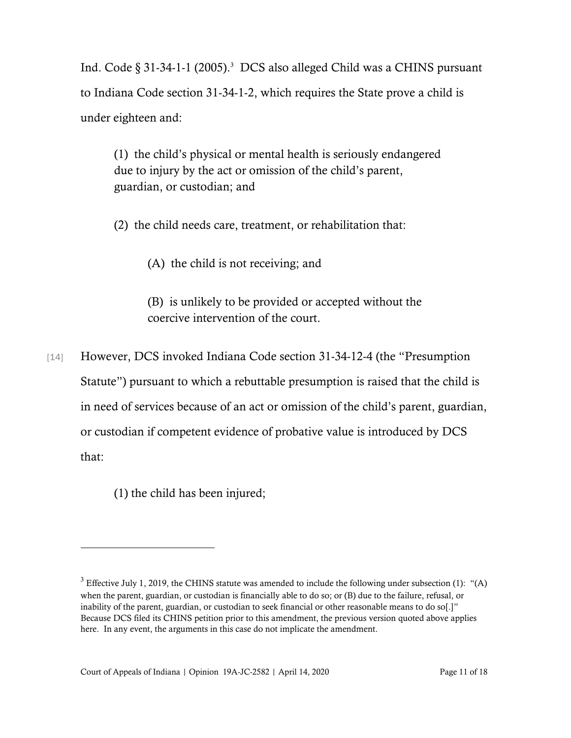Ind. Code § 31-34-1-1 (2005).[3] DCS also alleged Child was a CHINS pursuant to Indiana Code section 31-34-1-2, which requires the State prove a child is under eighteen and:

> (1) the child's physical or mental health is seriously endangered due to injury by the act or omission of the child's parent, guardian, or custodian; and
>
> (2) the child needs care, treatment, or rehabilitation that:
>
> > (A) the child is not receiving; and
> >
> > (B) is unlikely to be provided or accepted without the coercive intervention of the court.

[14] However, DCS invoked Indiana Code section 31-34-12-4 (the "Presumption Statute") pursuant to which a rebuttable presumption is raised that the child is in need of services because of an act or omission of the child's parent, guardian, or custodian if competent evidence of probative value is introduced by DCS that:

> (1) the child has been injured;

---

[3] Effective July 1, 2019, the CHINS statute was amended to include the following under subsection (1): "(A) when the parent, guardian, or custodian is financially able to do so; or (B) due to the failure, refusal, or inability of the parent, guardian, or custodian to seek financial or other reasonable means to do so[.]" Because DCS filed its CHINS petition prior to this amendment, the previous version quoted above applies here. In any event, the arguments in this case do not implicate the amendment.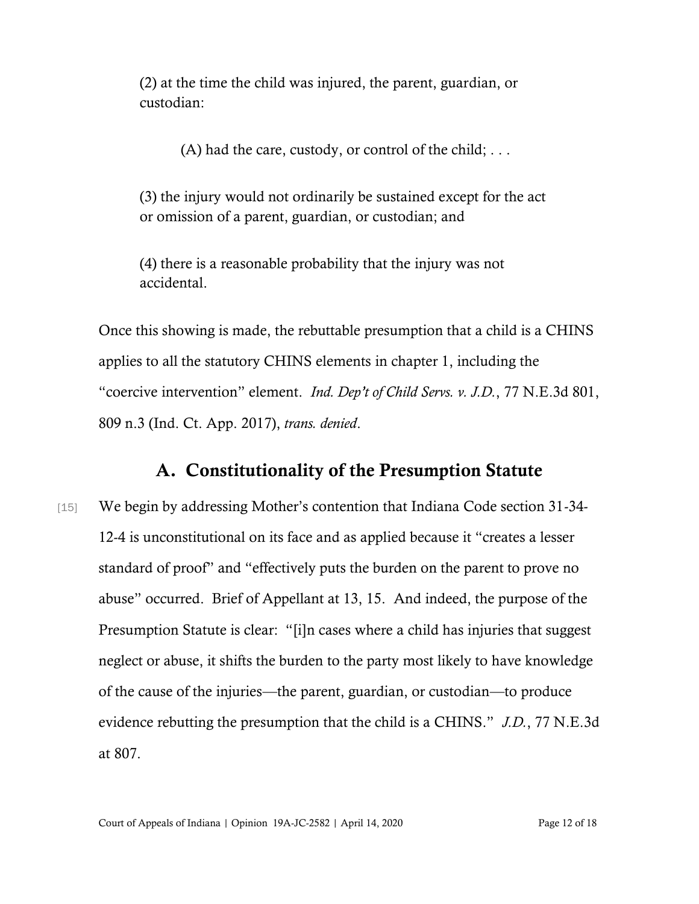> (2) at the time the child was injured, the parent, guardian, or custodian:
>
> > (A) had the care, custody, or control of the child; . . .
>
> (3) the injury would not ordinarily be sustained except for the act or omission of a parent, guardian, or custodian; and
>
> (4) there is a reasonable probability that the injury was not accidental.

Once this showing is made, the rebuttable presumption that a child is a CHINS applies to all the statutory CHINS elements in chapter 1, including the "coercive intervention" element. *Ind. Dep't of Child Servs. v. J.D.*, 77 N.E.3d 801, 809 n.3 (Ind. Ct. App. 2017), *trans. denied*.

## A. Constitutionality of the Presumption Statute

[15] We begin by addressing Mother's contention that Indiana Code section 31-34-12-4 is unconstitutional on its face and as applied because it "creates a lesser standard of proof" and "effectively puts the burden on the parent to prove no abuse" occurred. Brief of Appellant at 13, 15. And indeed, the purpose of the Presumption Statute is clear: "[i]n cases where a child has injuries that suggest neglect or abuse, it shifts the burden to the party most likely to have knowledge of the cause of the injuries—the parent, guardian, or custodian—to produce evidence rebutting the presumption that the child is a CHINS." *J.D.*, 77 N.E.3d at 807.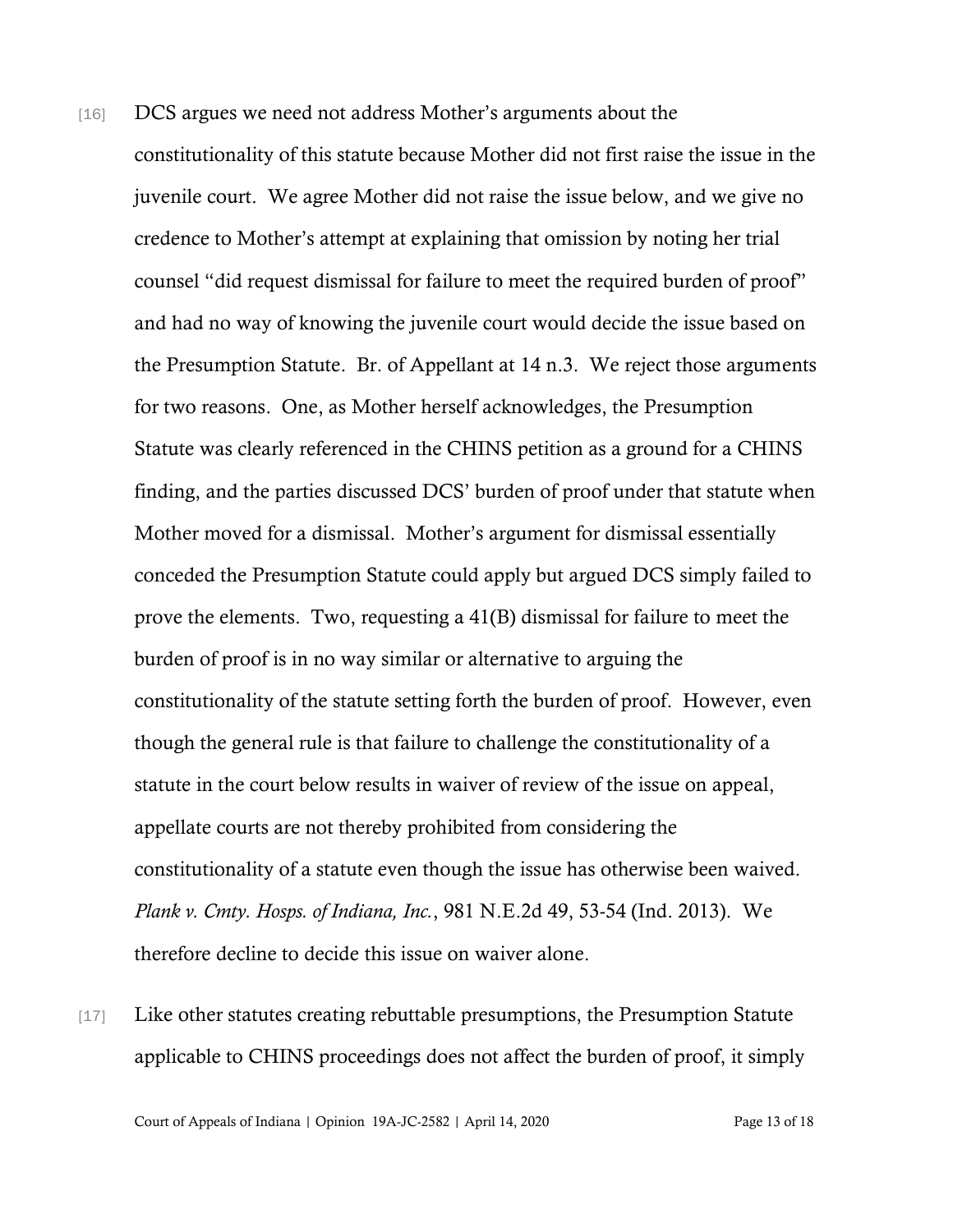[16] DCS argues we need not address Mother's arguments about the constitutionality of this statute because Mother did not first raise the issue in the juvenile court. We agree Mother did not raise the issue below, and we give no credence to Mother's attempt at explaining that omission by noting her trial counsel "did request dismissal for failure to meet the required burden of proof" and had no way of knowing the juvenile court would decide the issue based on the Presumption Statute. Br. of Appellant at 14 n.3. We reject those arguments for two reasons. One, as Mother herself acknowledges, the Presumption Statute was clearly referenced in the CHINS petition as a ground for a CHINS finding, and the parties discussed DCS' burden of proof under that statute when Mother moved for a dismissal. Mother's argument for dismissal essentially conceded the Presumption Statute could apply but argued DCS simply failed to prove the elements. Two, requesting a 41(B) dismissal for failure to meet the burden of proof is in no way similar or alternative to arguing the constitutionality of the statute setting forth the burden of proof. However, even though the general rule is that failure to challenge the constitutionality of a statute in the court below results in waiver of review of the issue on appeal, appellate courts are not thereby prohibited from considering the constitutionality of a statute even though the issue has otherwise been waived. *Plank v. Cmty. Hosps. of Indiana, Inc.*, 981 N.E.2d 49, 53-54 (Ind. 2013). We therefore decline to decide this issue on waiver alone.

[17] Like other statutes creating rebuttable presumptions, the Presumption Statute applicable to CHINS proceedings does not affect the burden of proof, it simply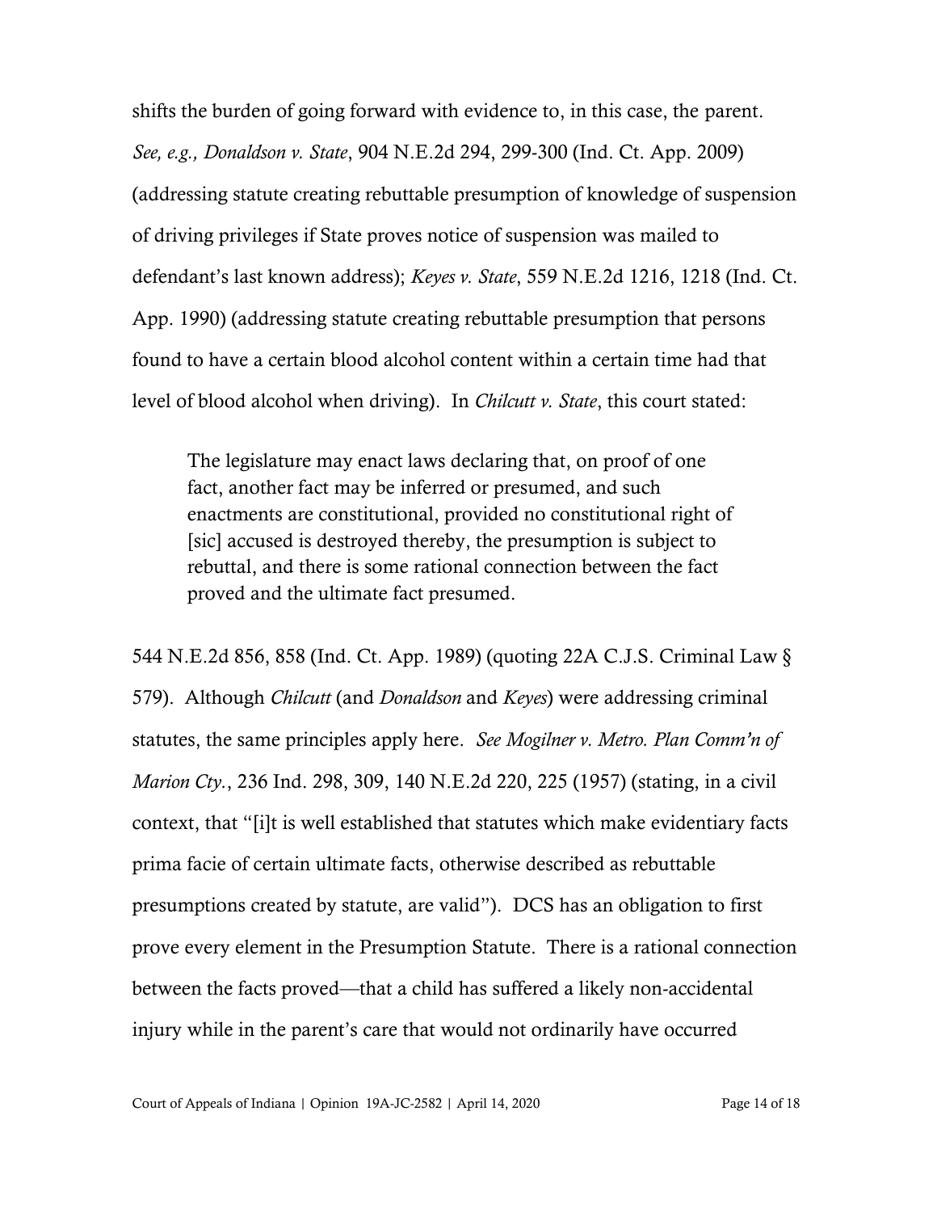shifts the burden of going forward with evidence to, in this case, the parent. *See, e.g., Donaldson v. State*, 904 N.E.2d 294, 299-300 (Ind. Ct. App. 2009) (addressing statute creating rebuttable presumption of knowledge of suspension of driving privileges if State proves notice of suspension was mailed to defendant's last known address); *Keyes v. State*, 559 N.E.2d 1216, 1218 (Ind. Ct. App. 1990) (addressing statute creating rebuttable presumption that persons found to have a certain blood alcohol content within a certain time had that level of blood alcohol when driving). In *Chilcutt v. State*, this court stated:

> The legislature may enact laws declaring that, on proof of one fact, another fact may be inferred or presumed, and such enactments are constitutional, provided no constitutional right of [sic] accused is destroyed thereby, the presumption is subject to rebuttal, and there is some rational connection between the fact proved and the ultimate fact presumed.

544 N.E.2d 856, 858 (Ind. Ct. App. 1989) (quoting 22A C.J.S. Criminal Law § 579). Although *Chilcutt* (and *Donaldson* and *Keyes*) were addressing criminal statutes, the same principles apply here. *See Mogilner v. Metro. Plan Comm'n of Marion Cty.*, 236 Ind. 298, 309, 140 N.E.2d 220, 225 (1957) (stating, in a civil context, that "[i]t is well established that statutes which make evidentiary facts prima facie of certain ultimate facts, otherwise described as rebuttable presumptions created by statute, are valid"). DCS has an obligation to first prove every element in the Presumption Statute. There is a rational connection between the facts proved—that a child has suffered a likely non-accidental injury while in the parent's care that would not ordinarily have occurred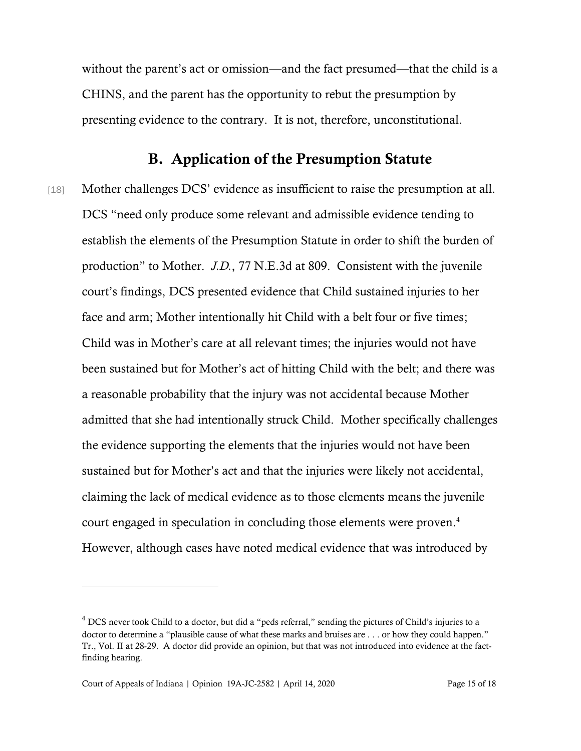without the parent's act or omission—and the fact presumed—that the child is a CHINS, and the parent has the opportunity to rebut the presumption by presenting evidence to the contrary. It is not, therefore, unconstitutional.

## B. Application of the Presumption Statute

[18] Mother challenges DCS' evidence as insufficient to raise the presumption at all. DCS "need only produce some relevant and admissible evidence tending to establish the elements of the Presumption Statute in order to shift the burden of production" to Mother. *J.D.*, 77 N.E.3d at 809. Consistent with the juvenile court's findings, DCS presented evidence that Child sustained injuries to her face and arm; Mother intentionally hit Child with a belt four or five times; Child was in Mother's care at all relevant times; the injuries would not have been sustained but for Mother's act of hitting Child with the belt; and there was a reasonable probability that the injury was not accidental because Mother admitted that she had intentionally struck Child. Mother specifically challenges the evidence supporting the elements that the injuries would not have been sustained but for Mother's act and that the injuries were likely not accidental, claiming the lack of medical evidence as to those elements means the juvenile court engaged in speculation in concluding those elements were proven.[4] However, although cases have noted medical evidence that was introduced by

[4] DCS never took Child to a doctor, but did a "peds referral," sending the pictures of Child's injuries to a doctor to determine a "plausible cause of what these marks and bruises are . . . or how they could happen." Tr., Vol. II at 28-29. A doctor did provide an opinion, but that was not introduced into evidence at the fact-finding hearing.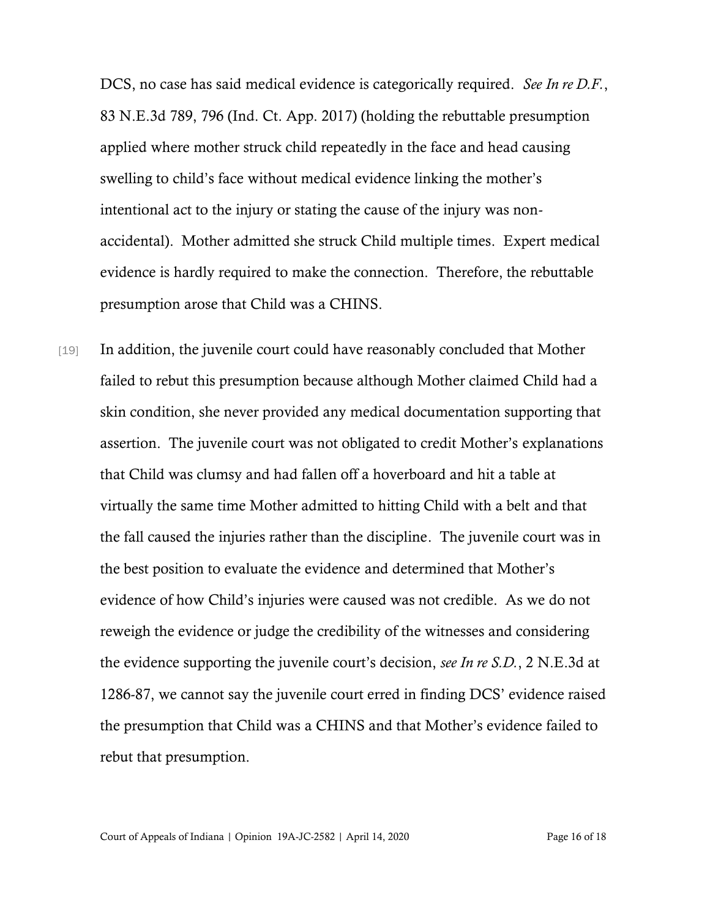DCS, no case has said medical evidence is categorically required. *See In re D.F.*, 83 N.E.3d 789, 796 (Ind. Ct. App. 2017) (holding the rebuttable presumption applied where mother struck child repeatedly in the face and head causing swelling to child's face without medical evidence linking the mother's intentional act to the injury or stating the cause of the injury was non-accidental). Mother admitted she struck Child multiple times. Expert medical evidence is hardly required to make the connection. Therefore, the rebuttable presumption arose that Child was a CHINS.

[19] In addition, the juvenile court could have reasonably concluded that Mother failed to rebut this presumption because although Mother claimed Child had a skin condition, she never provided any medical documentation supporting that assertion. The juvenile court was not obligated to credit Mother's explanations that Child was clumsy and had fallen off a hoverboard and hit a table at virtually the same time Mother admitted to hitting Child with a belt and that the fall caused the injuries rather than the discipline. The juvenile court was in the best position to evaluate the evidence and determined that Mother's evidence of how Child's injuries were caused was not credible. As we do not reweigh the evidence or judge the credibility of the witnesses and considering the evidence supporting the juvenile court's decision, *see In re S.D.*, 2 N.E.3d at 1286-87, we cannot say the juvenile court erred in finding DCS' evidence raised the presumption that Child was a CHINS and that Mother's evidence failed to rebut that presumption.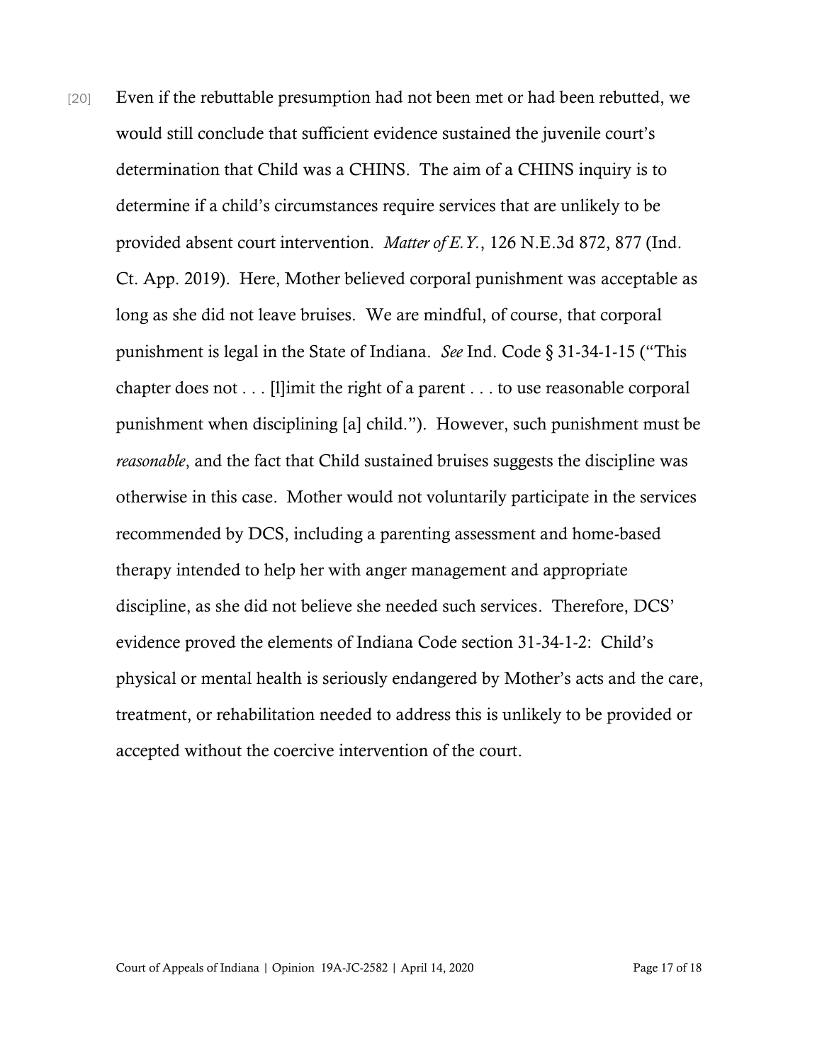[20] Even if the rebuttable presumption had not been met or had been rebutted, we would still conclude that sufficient evidence sustained the juvenile court's determination that Child was a CHINS. The aim of a CHINS inquiry is to determine if a child's circumstances require services that are unlikely to be provided absent court intervention. *Matter of E.Y.*, 126 N.E.3d 872, 877 (Ind. Ct. App. 2019). Here, Mother believed corporal punishment was acceptable as long as she did not leave bruises. We are mindful, of course, that corporal punishment is legal in the State of Indiana. *See* Ind. Code § 31-34-1-15 ("This chapter does not . . . [l]imit the right of a parent . . . to use reasonable corporal punishment when disciplining [a] child."). However, such punishment must be *reasonable*, and the fact that Child sustained bruises suggests the discipline was otherwise in this case. Mother would not voluntarily participate in the services recommended by DCS, including a parenting assessment and home-based therapy intended to help her with anger management and appropriate discipline, as she did not believe she needed such services. Therefore, DCS' evidence proved the elements of Indiana Code section 31-34-1-2: Child's physical or mental health is seriously endangered by Mother's acts and the care, treatment, or rehabilitation needed to address this is unlikely to be provided or accepted without the coercive intervention of the court.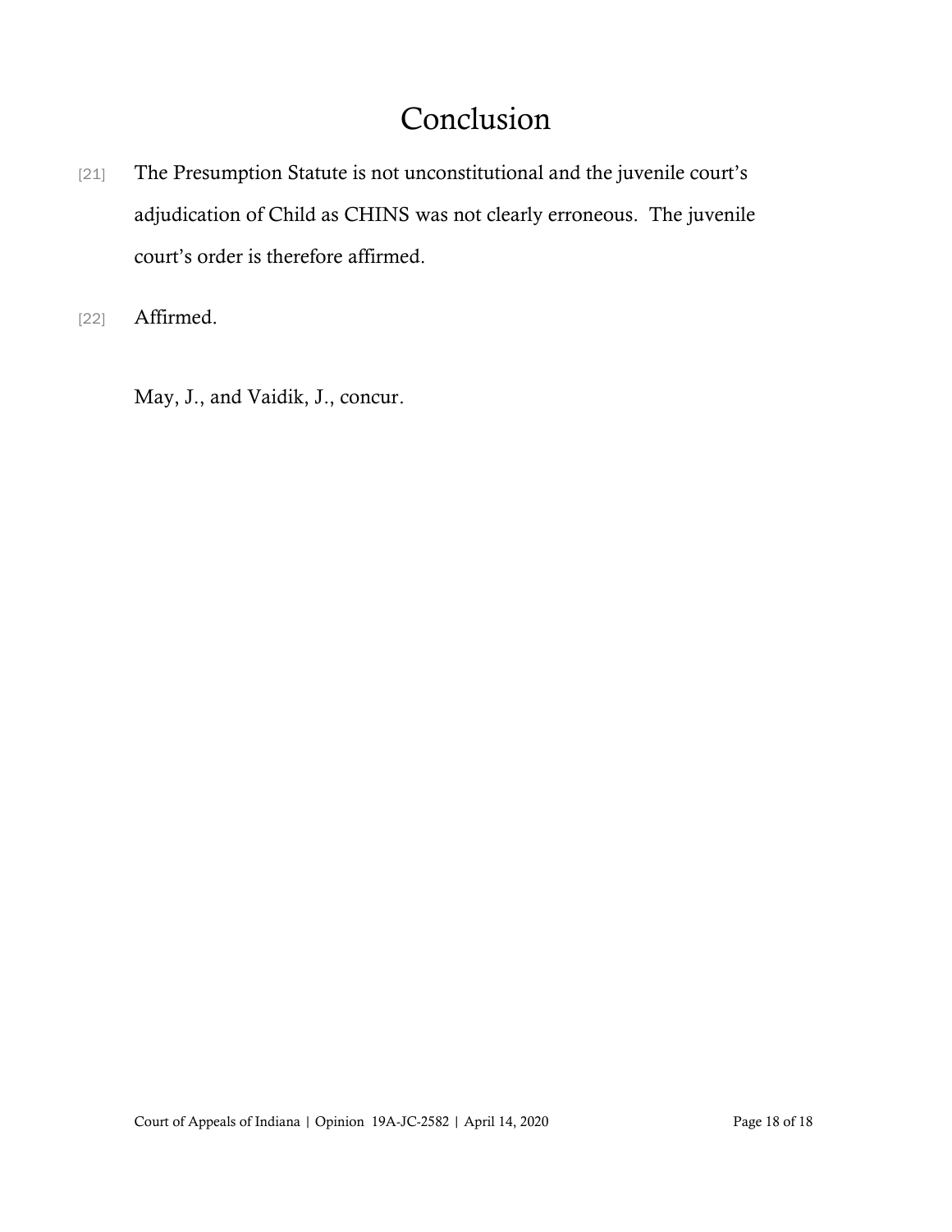# Conclusion

[21] The Presumption Statute is not unconstitutional and the juvenile court's adjudication of Child as CHINS was not clearly erroneous. The juvenile court's order is therefore affirmed.

[22] Affirmed.

May, J., and Vaidik, J., concur.